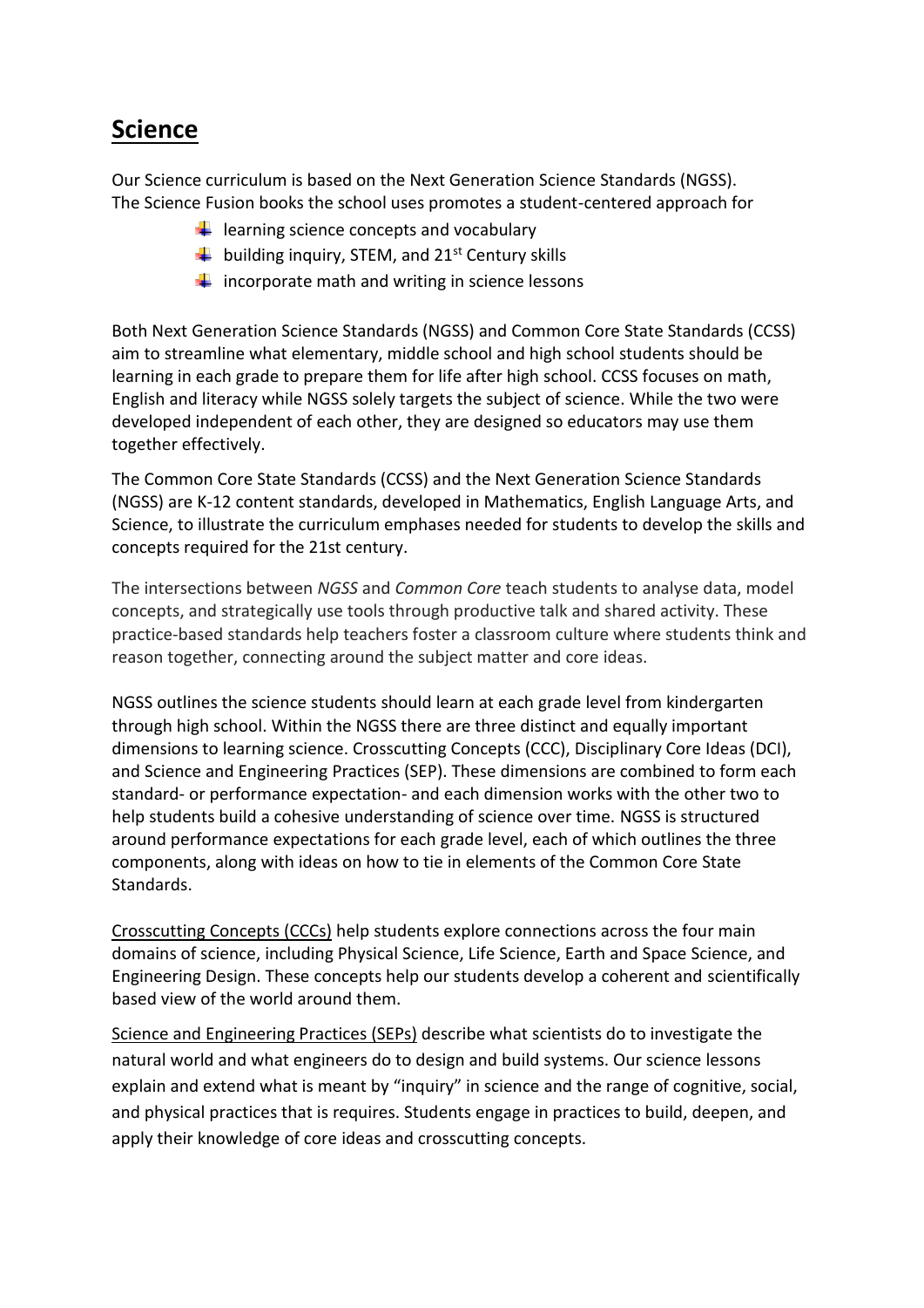## Science

Our Science curriculum is based on the Next Generation Science Standards (NGSS).
The Science Fusion books the school uses promotes a student-centered approach for

- learning science concepts and vocabulary
- building inquiry, STEM, and 21st Century skills
- incorporate math and writing in science lessons

Both Next Generation Science Standards (NGSS) and Common Core State Standards (CCSS) aim to streamline what elementary, middle school and high school students should be learning in each grade to prepare them for life after high school. CCSS focuses on math, English and literacy while NGSS solely targets the subject of science. While the two were developed independent of each other, they are designed so educators may use them together effectively.

The Common Core State Standards (CCSS) and the Next Generation Science Standards (NGSS) are K-12 content standards, developed in Mathematics, English Language Arts, and Science, to illustrate the curriculum emphases needed for students to develop the skills and concepts required for the 21st century.

The intersections between *NGSS* and *Common Core* teach students to analyse data, model concepts, and strategically use tools through productive talk and shared activity. These practice-based standards help teachers foster a classroom culture where students think and reason together, connecting around the subject matter and core ideas.

NGSS outlines the science students should learn at each grade level from kindergarten through high school. Within the NGSS there are three distinct and equally important dimensions to learning science. Crosscutting Concepts (CCC), Disciplinary Core Ideas (DCI), and Science and Engineering Practices (SEP). These dimensions are combined to form each standard- or performance expectation- and each dimension works with the other two to help students build a cohesive understanding of science over time. NGSS is structured around performance expectations for each grade level, each of which outlines the three components, along with ideas on how to tie in elements of the Common Core State Standards.

<u>Crosscutting Concepts (CCCs)</u> help students explore connections across the four main domains of science, including Physical Science, Life Science, Earth and Space Science, and Engineering Design. These concepts help our students develop a coherent and scientifically based view of the world around them.

<u>Science and Engineering Practices (SEPs)</u> describe what scientists do to investigate the natural world and what engineers do to design and build systems. Our science lessons explain and extend what is meant by "inquiry" in science and the range of cognitive, social, and physical practices that is requires. Students engage in practices to build, deepen, and apply their knowledge of core ideas and crosscutting concepts.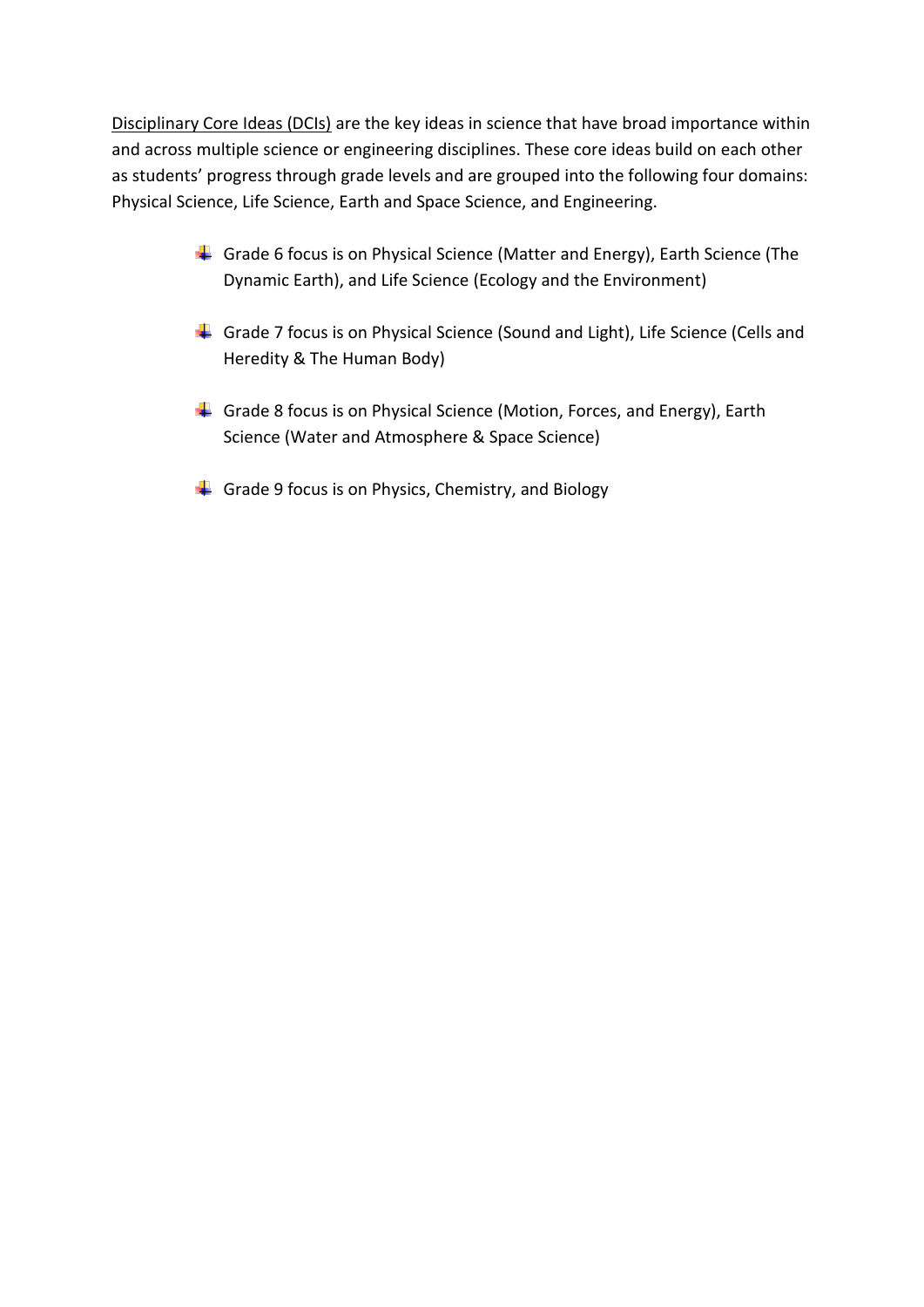Disciplinary Core Ideas (DCIs) are the key ideas in science that have broad importance within and across multiple science or engineering disciplines. These core ideas build on each other as students' progress through grade levels and are grouped into the following four domains: Physical Science, Life Science, Earth and Space Science, and Engineering.

- Grade 6 focus is on Physical Science (Matter and Energy), Earth Science (The Dynamic Earth), and Life Science (Ecology and the Environment)

- Grade 7 focus is on Physical Science (Sound and Light), Life Science (Cells and Heredity & The Human Body)

- Grade 8 focus is on Physical Science (Motion, Forces, and Energy), Earth Science (Water and Atmosphere & Space Science)

- Grade 9 focus is on Physics, Chemistry, and Biology